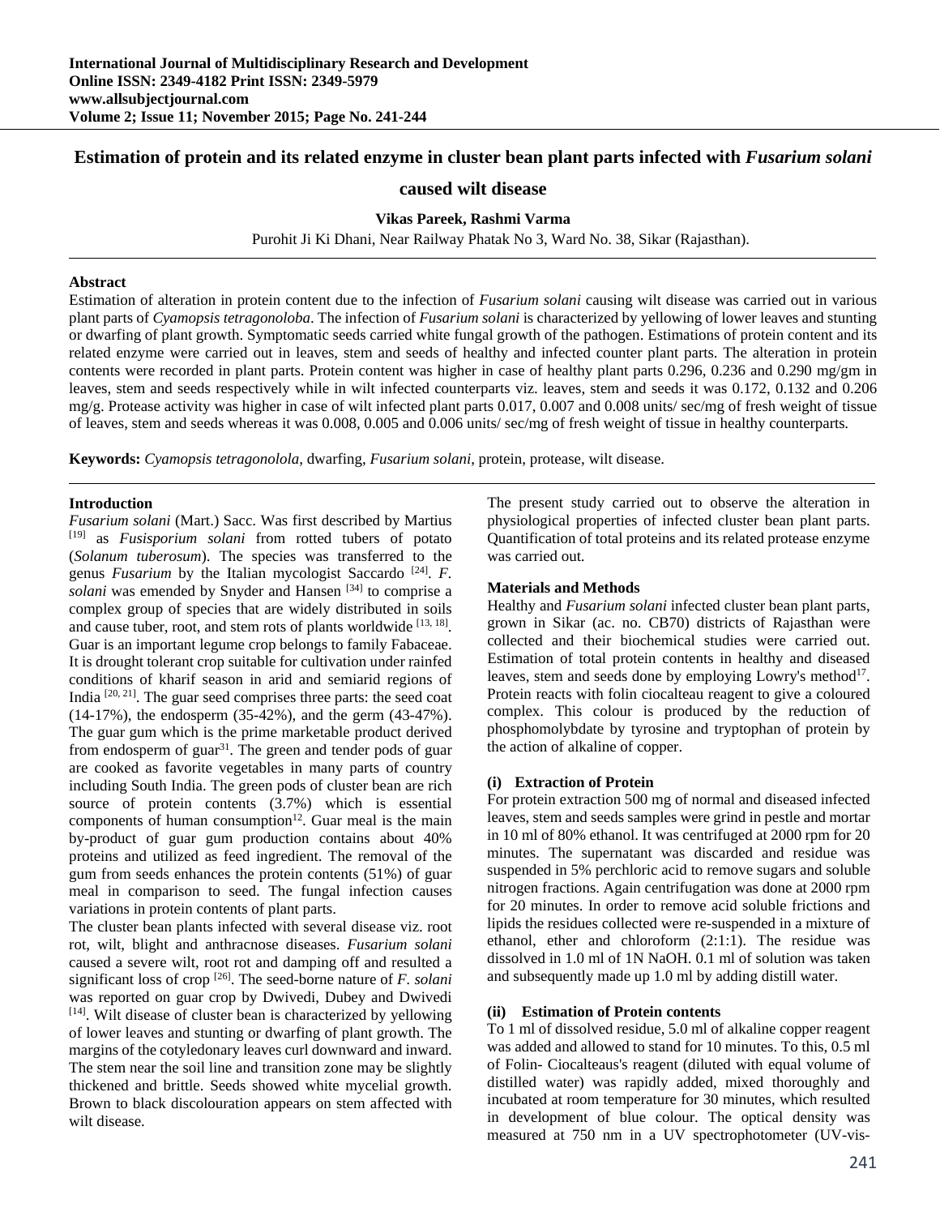# Estimation of protein and its related enzyme in cluster bean plant parts infected with *Fusarium solani* caused wilt disease

**Vikas Pareek, Rashmi Varma**

Purohit Ji Ki Dhani, Near Railway Phatak No 3, Ward No. 38, Sikar (Rajasthan).

### Abstract

Estimation of alteration in protein content due to the infection of *Fusarium solani* causing wilt disease was carried out in various plant parts of *Cyamopsis tetragonoloba*. The infection of *Fusarium solani* is characterized by yellowing of lower leaves and stunting or dwarfing of plant growth. Symptomatic seeds carried white fungal growth of the pathogen. Estimations of protein content and its related enzyme were carried out in leaves, stem and seeds of healthy and infected counter plant parts. The alteration in protein contents were recorded in plant parts. Protein content was higher in case of healthy plant parts 0.296, 0.236 and 0.290 mg/gm in leaves, stem and seeds respectively while in wilt infected counterparts viz. leaves, stem and seeds it was 0.172, 0.132 and 0.206 mg/g. Protease activity was higher in case of wilt infected plant parts 0.017, 0.007 and 0.008 units/ sec/mg of fresh weight of tissue of leaves, stem and seeds whereas it was 0.008, 0.005 and 0.006 units/ sec/mg of fresh weight of tissue in healthy counterparts.

**Keywords:** *Cyamopsis tetragonolola*, dwarfing, *Fusarium solani*, protein, protease, wilt disease.

### Introduction

*Fusarium solani* (Mart.) Sacc. Was first described by Martius [19] as *Fusisporium solani* from rotted tubers of potato (*Solanum tuberosum*). The species was transferred to the genus *Fusarium* by the Italian mycologist Saccardo [24]. *F. solani* was emended by Snyder and Hansen [34] to comprise a complex group of species that are widely distributed in soils and cause tuber, root, and stem rots of plants worldwide [13, 18]. Guar is an important legume crop belongs to family Fabaceae. It is drought tolerant crop suitable for cultivation under rainfed conditions of kharif season in arid and semiarid regions of India [20, 21]. The guar seed comprises three parts: the seed coat (14-17%), the endosperm (35-42%), and the germ (43-47%). The guar gum which is the prime marketable product derived from endosperm of guar[31]. The green and tender pods of guar are cooked as favorite vegetables in many parts of country including South India. The green pods of cluster bean are rich source of protein contents (3.7%) which is essential components of human consumption[12]. Guar meal is the main by-product of guar gum production contains about 40% proteins and utilized as feed ingredient. The removal of the gum from seeds enhances the protein contents (51%) of guar meal in comparison to seed. The fungal infection causes variations in protein contents of plant parts.

The cluster bean plants infected with several disease viz. root rot, wilt, blight and anthracnose diseases. *Fusarium solani* caused a severe wilt, root rot and damping off and resulted a significant loss of crop [26]. The seed-borne nature of *F. solani* was reported on guar crop by Dwivedi, Dubey and Dwivedi [14]. Wilt disease of cluster bean is characterized by yellowing of lower leaves and stunting or dwarfing of plant growth. The margins of the cotyledonary leaves curl downward and inward. The stem near the soil line and transition zone may be slightly thickened and brittle. Seeds showed white mycelial growth. Brown to black discolouration appears on stem affected with wilt disease.

The present study carried out to observe the alteration in physiological properties of infected cluster bean plant parts. Quantification of total proteins and its related protease enzyme was carried out.

### Materials and Methods

Healthy and *Fusarium solani* infected cluster bean plant parts, grown in Sikar (ac. no. CB70) districts of Rajasthan were collected and their biochemical studies were carried out. Estimation of total protein contents in healthy and diseased leaves, stem and seeds done by employing Lowry's method[17]. Protein reacts with folin ciocalteau reagent to give a coloured complex. This colour is produced by the reduction of phosphomolybdate by tyrosine and tryptophan of protein by the action of alkaline of copper.

#### (i) Extraction of Protein

For protein extraction 500 mg of normal and diseased infected leaves, stem and seeds samples were grind in pestle and mortar in 10 ml of 80% ethanol. It was centrifuged at 2000 rpm for 20 minutes. The supernatant was discarded and residue was suspended in 5% perchloric acid to remove sugars and soluble nitrogen fractions. Again centrifugation was done at 2000 rpm for 20 minutes. In order to remove acid soluble frictions and lipids the residues collected were re-suspended in a mixture of ethanol, ether and chloroform (2:1:1). The residue was dissolved in 1.0 ml of 1N NaOH. 0.1 ml of solution was taken and subsequently made up 1.0 ml by adding distill water.

#### (ii) Estimation of Protein contents

To 1 ml of dissolved residue, 5.0 ml of alkaline copper reagent was added and allowed to stand for 10 minutes. To this, 0.5 ml of Folin- Ciocalteus's reagent (diluted with equal volume of distilled water) was rapidly added, mixed thoroughly and incubated at room temperature for 30 minutes, which resulted in development of blue colour. The optical density was measured at 750 nm in a UV spectrophotometer (UV-vis-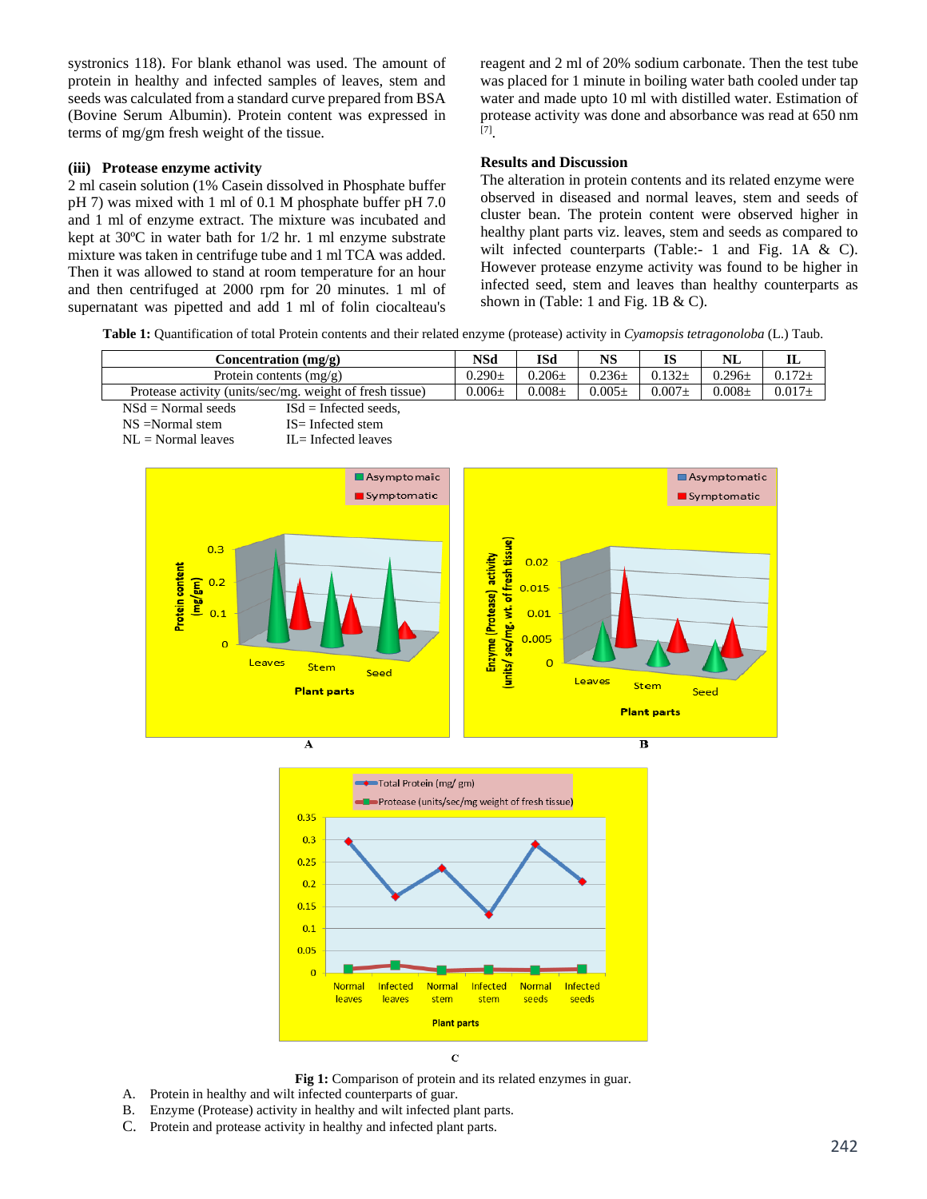systronics 118). For blank ethanol was used. The amount of protein in healthy and infected samples of leaves, stem and seeds was calculated from a standard curve prepared from BSA (Bovine Serum Albumin). Protein content was expressed in terms of mg/gm fresh weight of the tissue.

**(iii) Protease enzyme activity**

2 ml casein solution (1% Casein dissolved in Phosphate buffer pH 7) was mixed with 1 ml of 0.1 M phosphate buffer pH 7.0 and 1 ml of enzyme extract. The mixture was incubated and kept at 30ºC in water bath for 1/2 hr. 1 ml enzyme substrate mixture was taken in centrifuge tube and 1 ml TCA was added. Then it was allowed to stand at room temperature for an hour and then centrifuged at 2000 rpm for 20 minutes. 1 ml of supernatant was pipetted and add 1 ml of folin ciocalteau's reagent and 2 ml of 20% sodium carbonate. Then the test tube was placed for 1 minute in boiling water bath cooled under tap water and made upto 10 ml with distilled water. Estimation of protease activity was done and absorbance was read at 650 nm [7].

## Results and Discussion

The alteration in protein contents and its related enzyme were observed in diseased and normal leaves, stem and seeds of cluster bean. The protein content were observed higher in healthy plant parts viz. leaves, stem and seeds as compared to wilt infected counterparts (Table:- 1 and Fig. 1A & C). However protease enzyme activity was found to be higher in infected seed, stem and leaves than healthy counterparts as shown in (Table: 1 and Fig. 1B & C).

**Table 1:** Quantification of total Protein contents and their related enzyme (protease) activity in *Cyamopsis tetragonoloba* (L.) Taub.

| Concentration (mg/g) | NSd | ISd | NS | IS | NL | IL |
|---|---|---|---|---|---|---|
| Protein contents (mg/g) | 0.290± | 0.206± | 0.236± | 0.132± | 0.296± | 0.172± |
| Protease activity (units/sec/mg. weight of fresh tissue) | 0.006± | 0.008± | 0.005± | 0.007± | 0.008± | 0.017± |

NSd = Normal seeds ISd = Infected seeds,
NS =Normal stem IS= Infected stem
NL = Normal leaves IL= Infected leaves

**Fig 1:** Comparison of protein and its related enzymes in guar.

A. Protein in healthy and wilt infected counterparts of guar.
B. Enzyme (Protease) activity in healthy and wilt infected plant parts.
C. Protein and protease activity in healthy and infected plant parts.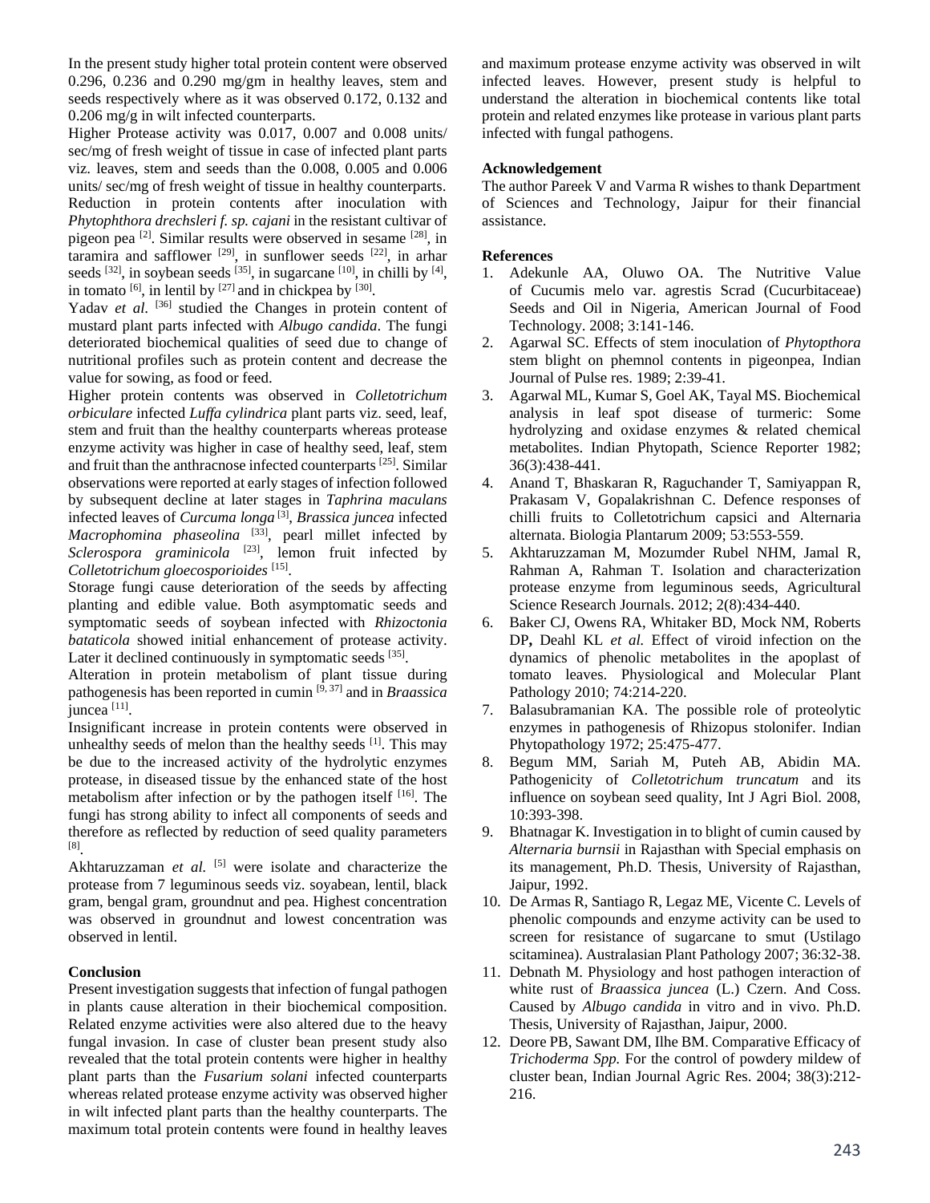In the present study higher total protein content were observed 0.296, 0.236 and 0.290 mg/gm in healthy leaves, stem and seeds respectively where as it was observed 0.172, 0.132 and 0.206 mg/g in wilt infected counterparts.

Higher Protease activity was 0.017, 0.007 and 0.008 units/ sec/mg of fresh weight of tissue in case of infected plant parts viz. leaves, stem and seeds than the 0.008, 0.005 and 0.006 units/ sec/mg of fresh weight of tissue in healthy counterparts. Reduction in protein contents after inoculation with *Phytophthora drechsleri f. sp. cajani* in the resistant cultivar of pigeon pea [2]. Similar results were observed in sesame [28], in taramira and safflower [29], in sunflower seeds [22], in arhar seeds [32], in soybean seeds [35], in sugarcane [10], in chilli by [4], in tomato [6], in lentil by [27] and in chickpea by [30].

Yadav *et al.* [36] studied the Changes in protein content of mustard plant parts infected with *Albugo candida*. The fungi deteriorated biochemical qualities of seed due to change of nutritional profiles such as protein content and decrease the value for sowing, as food or feed.

Higher protein contents was observed in *Colletotrichum orbiculare* infected *Luffa cylindrica* plant parts viz. seed, leaf, stem and fruit than the healthy counterparts whereas protease enzyme activity was higher in case of healthy seed, leaf, stem and fruit than the anthracnose infected counterparts [25]. Similar observations were reported at early stages of infection followed by subsequent decline at later stages in *Taphrina maculans* infected leaves of *Curcuma longa* [3], *Brassica juncea* infected *Macrophomina phaseolina* [33], pearl millet infected by *Sclerospora graminicola* [23], lemon fruit infected by *Colletotrichum gloecosporioides* [15].

Storage fungi cause deterioration of the seeds by affecting planting and edible value. Both asymptomatic seeds and symptomatic seeds of soybean infected with *Rhizoctonia bataticola* showed initial enhancement of protease activity. Later it declined continuously in symptomatic seeds [35].

Alteration in protein metabolism of plant tissue during pathogenesis has been reported in cumin [9, 37] and in *Braassica* juncea [11].

Insignificant increase in protein contents were observed in unhealthy seeds of melon than the healthy seeds [1]. This may be due to the increased activity of the hydrolytic enzymes protease, in diseased tissue by the enhanced state of the host metabolism after infection or by the pathogen itself [16]. The fungi has strong ability to infect all components of seeds and therefore as reflected by reduction of seed quality parameters [8].

Akhtaruzzaman *et al.* [5] were isolate and characterize the protease from 7 leguminous seeds viz. soyabean, lentil, black gram, bengal gram, groundnut and pea. Highest concentration was observed in groundnut and lowest concentration was observed in lentil.

## Conclusion

Present investigation suggests that infection of fungal pathogen in plants cause alteration in their biochemical composition. Related enzyme activities were also altered due to the heavy fungal invasion. In case of cluster bean present study also revealed that the total protein contents were higher in healthy plant parts than the *Fusarium solani* infected counterparts whereas related protease enzyme activity was observed higher in wilt infected plant parts than the healthy counterparts. The maximum total protein contents were found in healthy leaves and maximum protease enzyme activity was observed in wilt infected leaves. However, present study is helpful to understand the alteration in biochemical contents like total protein and related enzymes like protease in various plant parts infected with fungal pathogens.

## Acknowledgement

The author Pareek V and Varma R wishes to thank Department of Sciences and Technology, Jaipur for their financial assistance.

## References

1. Adekunle AA, Oluwo OA. The Nutritive Value of Cucumis melo var. agrestis Scrad (Cucurbitaceae) Seeds and Oil in Nigeria, American Journal of Food Technology. 2008; 3:141-146.
2. Agarwal SC. Effects of stem inoculation of *Phytopthora* stem blight on phemnol contents in pigeonpea, Indian Journal of Pulse res. 1989; 2:39-41.
3. Agarwal ML, Kumar S, Goel AK, Tayal MS. Biochemical analysis in leaf spot disease of turmeric: Some hydrolyzing and oxidase enzymes & related chemical metabolites. Indian Phytopath, Science Reporter 1982; 36(3):438-441.
4. Anand T, Bhaskaran R, Raguchander T, Samiyappan R, Prakasam V, Gopalakrishnan C. Defence responses of chilli fruits to Colletotrichum capsici and Alternaria alternata. Biologia Plantarum 2009; 53:553-559.
5. Akhtaruzzaman M, Mozumder Rubel NHM, Jamal R, Rahman A, Rahman T. Isolation and characterization protease enzyme from leguminous seeds, Agricultural Science Research Journals. 2012; 2(8):434-440.
6. Baker CJ, Owens RA, Whitaker BD, Mock NM, Roberts DP**,** Deahl KL *et al.* Effect of viroid infection on the dynamics of phenolic metabolites in the apoplast of tomato leaves. Physiological and Molecular Plant Pathology 2010; 74:214-220.
7. Balasubramanian KA. The possible role of proteolytic enzymes in pathogenesis of Rhizopus stolonifer. Indian Phytopathology 1972; 25:475-477.
8. Begum MM, Sariah M, Puteh AB, Abidin MA. Pathogenicity of *Colletotrichum truncatum* and its influence on soybean seed quality, Int J Agri Biol. 2008, 10:393-398.
9. Bhatnagar K. Investigation in to blight of cumin caused by *Alternaria burnsii* in Rajasthan with Special emphasis on its management, Ph.D. Thesis, University of Rajasthan, Jaipur, 1992.
10. De Armas R, Santiago R, Legaz ME, Vicente C. Levels of phenolic compounds and enzyme activity can be used to screen for resistance of sugarcane to smut (Ustilago scitaminea). Australasian Plant Pathology 2007; 36:32-38.
11. Debnath M. Physiology and host pathogen interaction of white rust of *Braassica juncea* (L.) Czern. And Coss. Caused by *Albugo candida* in vitro and in vivo. Ph.D. Thesis, University of Rajasthan, Jaipur, 2000.
12. Deore PB, Sawant DM, Ilhe BM. Comparative Efficacy of *Trichoderma Spp.* For the control of powdery mildew of cluster bean, Indian Journal Agric Res. 2004; 38(3):212-216.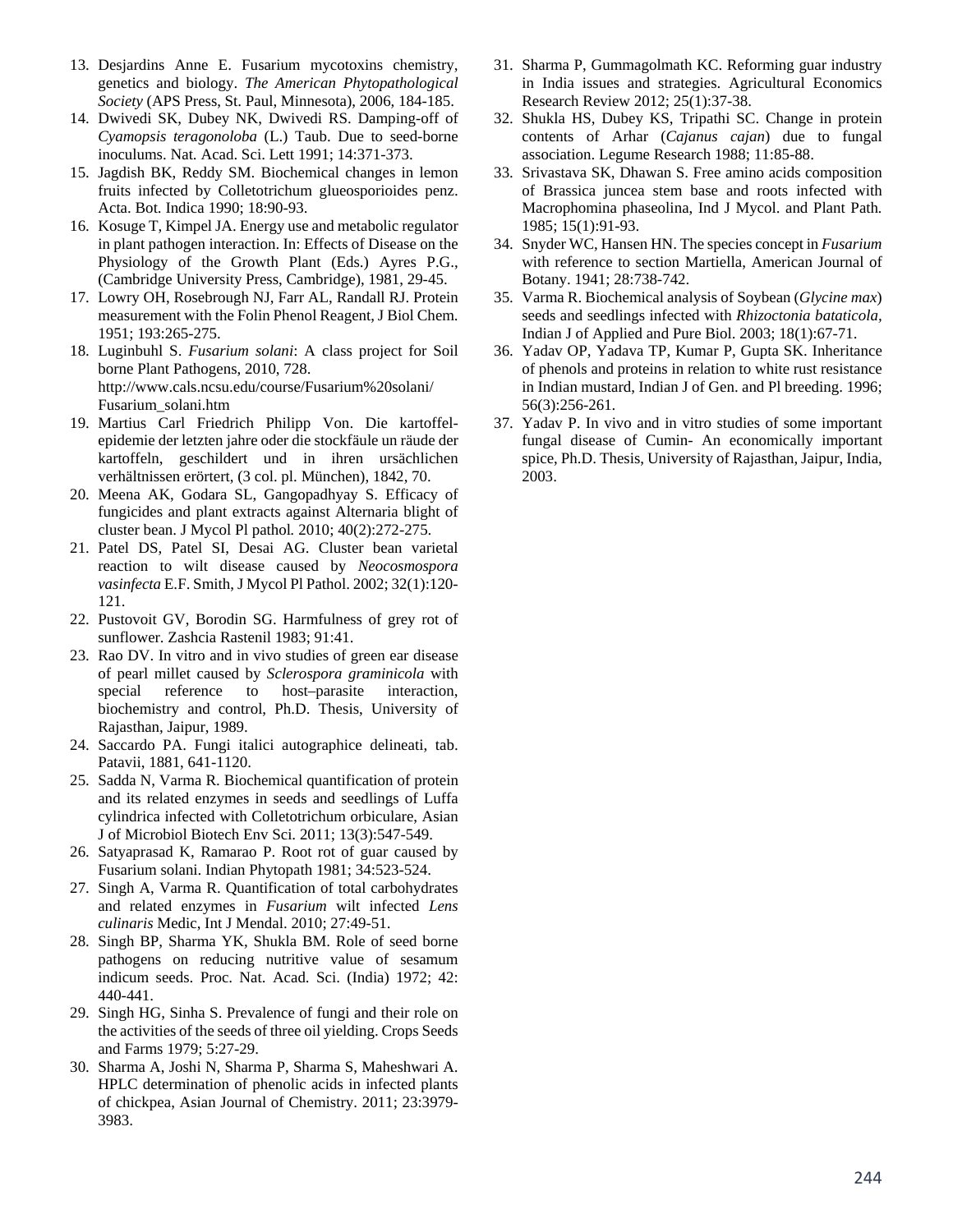13. Desjardins Anne E. Fusarium mycotoxins chemistry, genetics and biology. *The American Phytopathological Society* (APS Press, St. Paul, Minnesota), 2006, 184-185.
14. Dwivedi SK, Dubey NK, Dwivedi RS. Damping-off of *Cyamopsis teragonoloba* (L.) Taub. Due to seed-borne inoculums. Nat. Acad. Sci. Lett 1991; 14:371-373.
15. Jagdish BK, Reddy SM. Biochemical changes in lemon fruits infected by Colletotrichum glueosporioides penz. Acta. Bot. Indica 1990; 18:90-93.
16. Kosuge T, Kimpel JA. Energy use and metabolic regulator in plant pathogen interaction. In: Effects of Disease on the Physiology of the Growth Plant (Eds.) Ayres P.G., (Cambridge University Press, Cambridge), 1981, 29-45.
17. Lowry OH, Rosebrough NJ, Farr AL, Randall RJ. Protein measurement with the Folin Phenol Reagent, J Biol Chem. 1951; 193:265-275.
18. Luginbuhl S. *Fusarium solani*: A class project for Soil borne Plant Pathogens, 2010, 728. http://www.cals.ncsu.edu/course/Fusarium%20solani/Fusarium_solani.htm
19. Martius Carl Friedrich Philipp Von. Die kartoffel-epidemie der letzten jahre oder die stockfäule un räude der kartoffeln, geschildert und in ihren ursächlichen verhältnissen erörtert, (3 col. pl. München), 1842, 70.
20. Meena AK, Godara SL, Gangopadhyay S. Efficacy of fungicides and plant extracts against Alternaria blight of cluster bean. J Mycol Pl pathol*.* 2010; 40(2):272-275.
21. Patel DS, Patel SI, Desai AG. Cluster bean varietal reaction to wilt disease caused by *Neocosmospora vasinfecta* E.F. Smith, J Mycol Pl Pathol. 2002; 32(1):120-121.
22. Pustovoit GV, Borodin SG. Harmfulness of grey rot of sunflower. Zashcia Rastenil 1983; 91:41.
23. Rao DV. In vitro and in vivo studies of green ear disease of pearl millet caused by *Sclerospora graminicola* with special reference to host–parasite interaction, biochemistry and control, Ph.D. Thesis, University of Rajasthan, Jaipur, 1989.
24. Saccardo PA. Fungi italici autographice delineati, tab. Patavii, 1881, 641-1120.
25. Sadda N, Varma R. Biochemical quantification of protein and its related enzymes in seeds and seedlings of Luffa cylindrica infected with Colletotrichum orbiculare, Asian J of Microbiol Biotech Env Sci. 2011; 13(3):547-549.
26. Satyaprasad K, Ramarao P. Root rot of guar caused by Fusarium solani. Indian Phytopath 1981; 34:523-524.
27. Singh A, Varma R. Quantification of total carbohydrates and related enzymes in *Fusarium* wilt infected *Lens culinaris* Medic, Int J Mendal. 2010; 27:49-51.
28. Singh BP, Sharma YK, Shukla BM. Role of seed borne pathogens on reducing nutritive value of sesamum indicum seeds. Proc. Nat. Acad. Sci. (India) 1972; 42: 440-441.
29. Singh HG, Sinha S. Prevalence of fungi and their role on the activities of the seeds of three oil yielding. Crops Seeds and Farms 1979; 5:27-29.
30. Sharma A, Joshi N, Sharma P, Sharma S, Maheshwari A. HPLC determination of phenolic acids in infected plants of chickpea, Asian Journal of Chemistry. 2011; 23:3979-3983.
31. Sharma P, Gummagolmath KC. Reforming guar industry in India issues and strategies. Agricultural Economics Research Review 2012; 25(1):37-38.
32. Shukla HS, Dubey KS, Tripathi SC. Change in protein contents of Arhar (*Cajanus cajan*) due to fungal association. Legume Research 1988; 11:85-88.
33. Srivastava SK, Dhawan S. Free amino acids composition of Brassica juncea stem base and roots infected with Macrophomina phaseolina, Ind J Mycol. and Plant Path*.* 1985; 15(1):91-93.
34. Snyder WC, Hansen HN. The species concept in *Fusarium* with reference to section Martiella, American Journal of Botany. 1941; 28:738-742.
35. Varma R. Biochemical analysis of Soybean (*Glycine max*) seeds and seedlings infected with *Rhizoctonia bataticola*, Indian J of Applied and Pure Biol. 2003; 18(1):67-71.
36. Yadav OP, Yadava TP, Kumar P, Gupta SK. Inheritance of phenols and proteins in relation to white rust resistance in Indian mustard, Indian J of Gen. and Pl breeding. 1996; 56(3):256-261.
37. Yadav P. In vivo and in vitro studies of some important fungal disease of Cumin- An economically important spice, Ph.D. Thesis, University of Rajasthan, Jaipur, India, 2003.